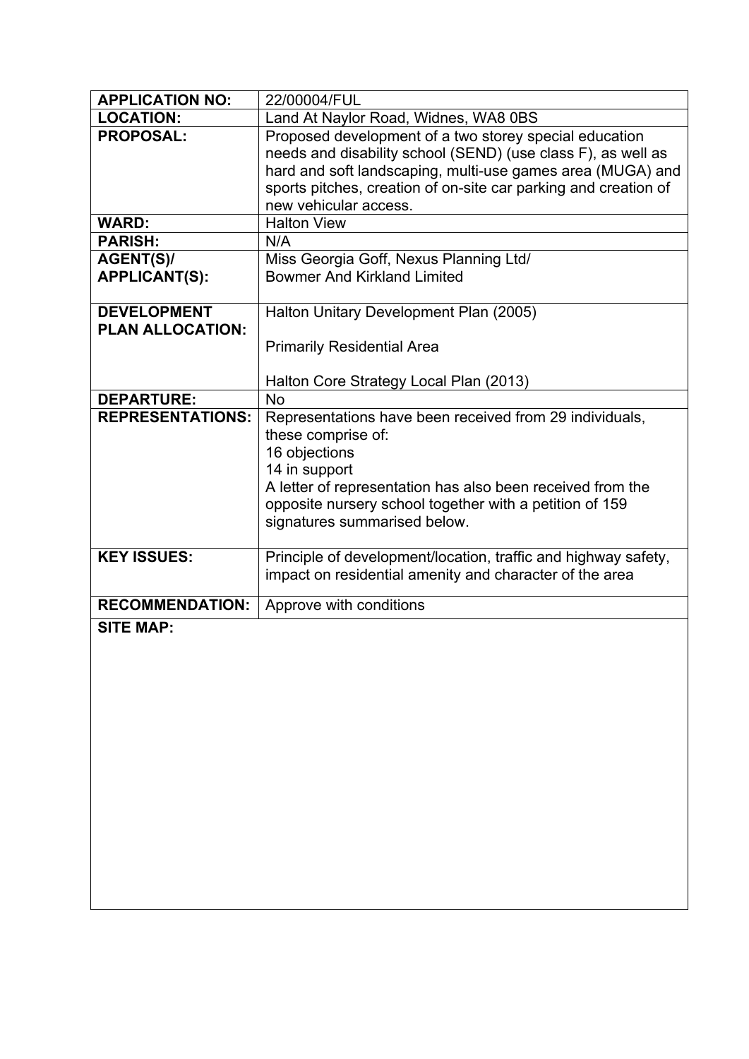| | |
|---|---|
| **APPLICATION NO:** | 22/00004/FUL |
| **LOCATION:** | Land At Naylor Road, Widnes, WA8 0BS |
| **PROPOSAL:** | Proposed development of a two storey special education needs and disability school (SEND) (use class F), as well as hard and soft landscaping, multi-use games area (MUGA) and sports pitches, creation of on-site car parking and creation of new vehicular access. |
| **WARD:** | Halton View |
| **PARISH:** | N/A |
| **AGENT(S)/ APPLICANT(S):** | Miss Georgia Goff, Nexus Planning Ltd/ Bowmer And Kirkland Limited |
| **DEVELOPMENT PLAN ALLOCATION:** | Halton Unitary Development Plan (2005)<br><br>Primarily Residential Area<br><br>Halton Core Strategy Local Plan (2013) |
| **DEPARTURE:** | No |
| **REPRESENTATIONS:** | Representations have been received from 29 individuals, these comprise of:<br>16 objections<br>14 in support<br>A letter of representation has also been received from the opposite nursery school together with a petition of 159 signatures summarised below. |
| **KEY ISSUES:** | Principle of development/location, traffic and highway safety, impact on residential amenity and character of the area |
| **RECOMMENDATION:** | Approve with conditions |
| **SITE MAP:** | |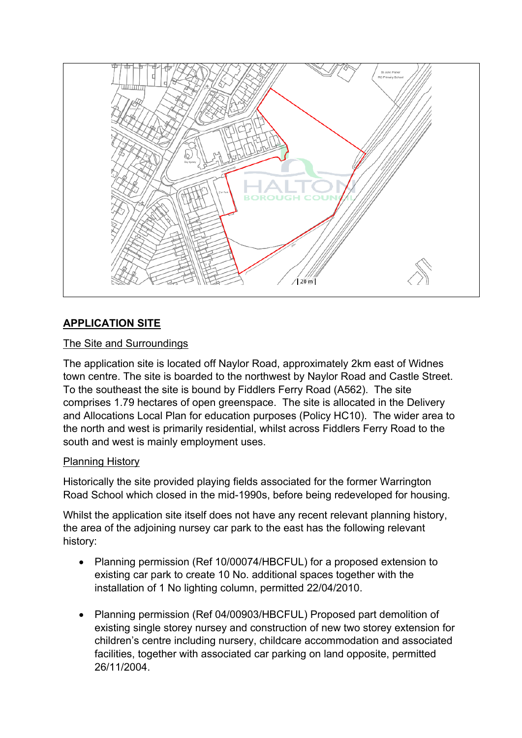## APPLICATION SITE

The Site and Surroundings

The application site is located off Naylor Road, approximately 2km east of Widnes town centre. The site is boarded to the northwest by Naylor Road and Castle Street. To the southeast the site is bound by Fiddlers Ferry Road (A562). The site comprises 1.79 hectares of open greenspace. The site is allocated in the Delivery and Allocations Local Plan for education purposes (Policy HC10). The wider area to the north and west is primarily residential, whilst across Fiddlers Ferry Road to the south and west is mainly employment uses.

Planning History

Historically the site provided playing fields associated for the former Warrington Road School which closed in the mid-1990s, before being redeveloped for housing.

Whilst the application site itself does not have any recent relevant planning history, the area of the adjoining nursey car park to the east has the following relevant history:

- Planning permission (Ref 10/00074/HBCFUL) for a proposed extension to existing car park to create 10 No. additional spaces together with the installation of 1 No lighting column, permitted 22/04/2010.

- Planning permission (Ref 04/00903/HBCFUL) Proposed part demolition of existing single storey nursey and construction of new two storey extension for children's centre including nursery, childcare accommodation and associated facilities, together with associated car parking on land opposite, permitted 26/11/2004.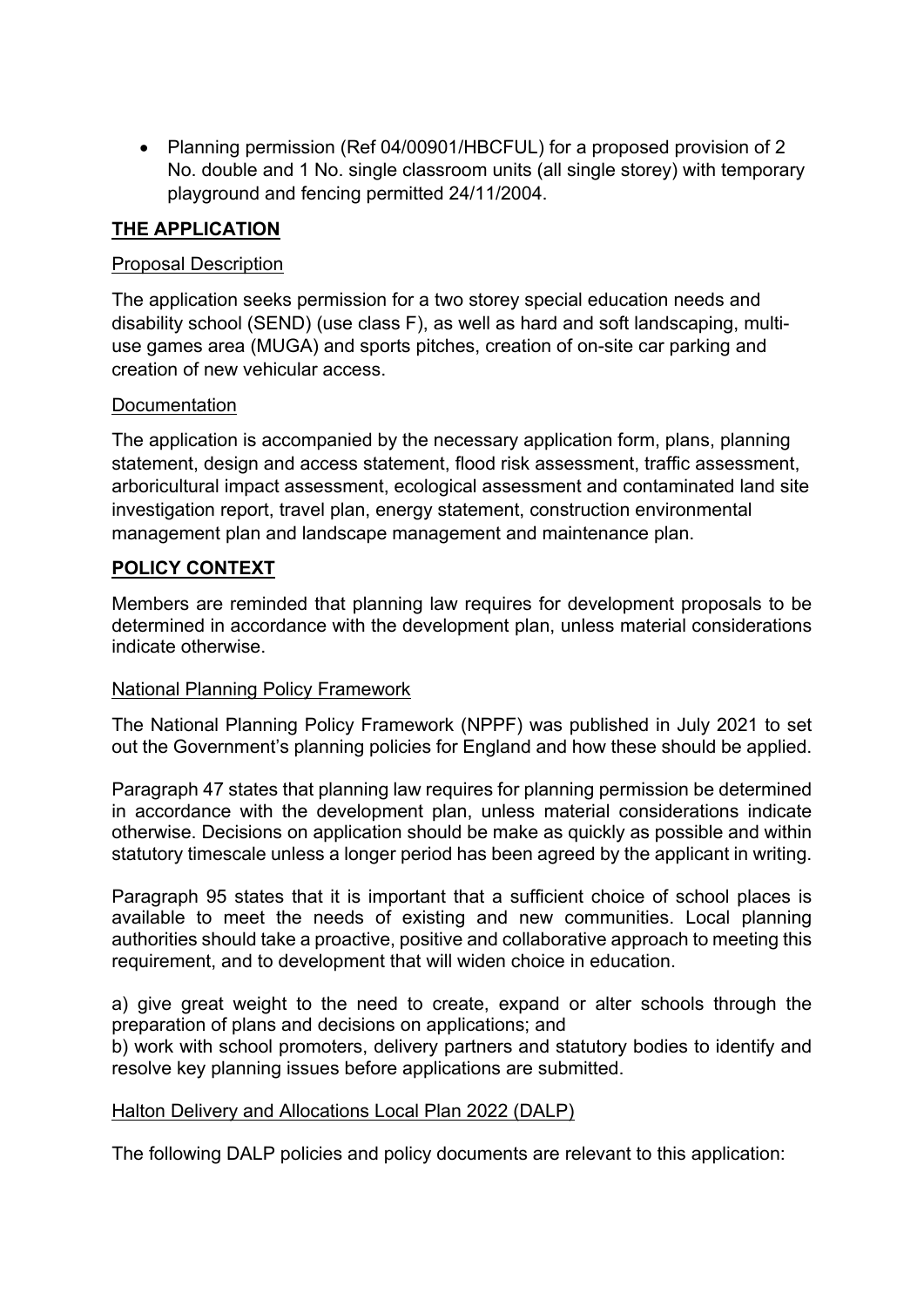- Planning permission (Ref 04/00901/HBCFUL) for a proposed provision of 2 No. double and 1 No. single classroom units (all single storey) with temporary playground and fencing permitted 24/11/2004.

## THE APPLICATION

### Proposal Description

The application seeks permission for a two storey special education needs and disability school (SEND) (use class F), as well as hard and soft landscaping, multi-use games area (MUGA) and sports pitches, creation of on-site car parking and creation of new vehicular access.

### Documentation

The application is accompanied by the necessary application form, plans, planning statement, design and access statement, flood risk assessment, traffic assessment, arboricultural impact assessment, ecological assessment and contaminated land site investigation report, travel plan, energy statement, construction environmental management plan and landscape management and maintenance plan.

## POLICY CONTEXT

Members are reminded that planning law requires for development proposals to be determined in accordance with the development plan, unless material considerations indicate otherwise.

### National Planning Policy Framework

The National Planning Policy Framework (NPPF) was published in July 2021 to set out the Government's planning policies for England and how these should be applied.

Paragraph 47 states that planning law requires for planning permission be determined in accordance with the development plan, unless material considerations indicate otherwise. Decisions on application should be make as quickly as possible and within statutory timescale unless a longer period has been agreed by the applicant in writing.

Paragraph 95 states that it is important that a sufficient choice of school places is available to meet the needs of existing and new communities. Local planning authorities should take a proactive, positive and collaborative approach to meeting this requirement, and to development that will widen choice in education.

a) give great weight to the need to create, expand or alter schools through the preparation of plans and decisions on applications; and
b) work with school promoters, delivery partners and statutory bodies to identify and resolve key planning issues before applications are submitted.

### Halton Delivery and Allocations Local Plan 2022 (DALP)

The following DALP policies and policy documents are relevant to this application: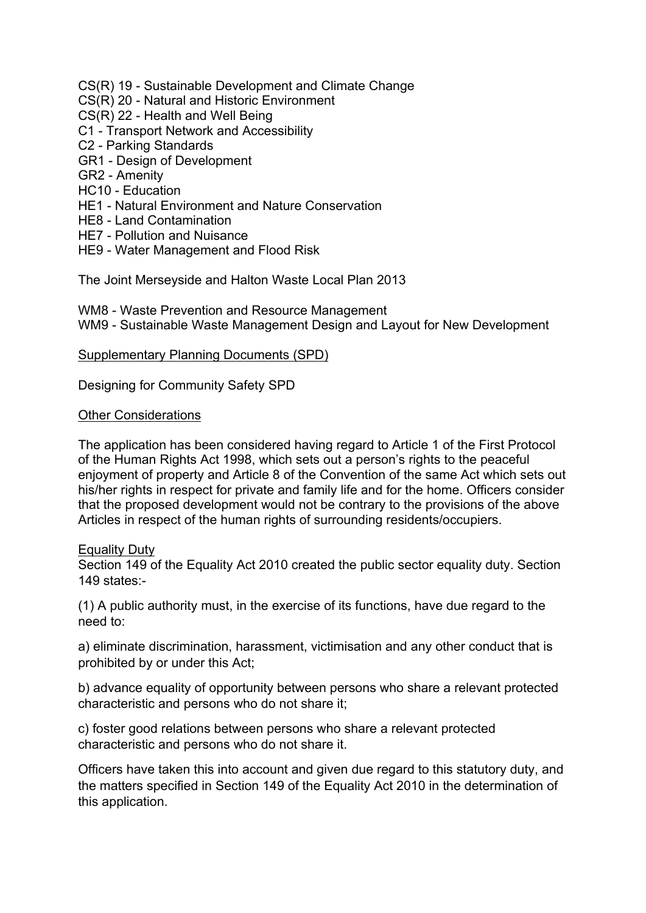CS(R) 19 - Sustainable Development and Climate Change
CS(R) 20 - Natural and Historic Environment
CS(R) 22 - Health and Well Being
C1 - Transport Network and Accessibility
C2 - Parking Standards
GR1 - Design of Development
GR2 - Amenity
HC10 - Education
HE1 - Natural Environment and Nature Conservation
HE8 - Land Contamination
HE7 - Pollution and Nuisance
HE9 - Water Management and Flood Risk

The Joint Merseyside and Halton Waste Local Plan 2013

WM8 - Waste Prevention and Resource Management
WM9 - Sustainable Waste Management Design and Layout for New Development

<u>Supplementary Planning Documents (SPD)</u>

Designing for Community Safety SPD

<u>Other Considerations</u>

The application has been considered having regard to Article 1 of the First Protocol of the Human Rights Act 1998, which sets out a person's rights to the peaceful enjoyment of property and Article 8 of the Convention of the same Act which sets out his/her rights in respect for private and family life and for the home. Officers consider that the proposed development would not be contrary to the provisions of the above Articles in respect of the human rights of surrounding residents/occupiers.

<u>Equality Duty</u>

Section 149 of the Equality Act 2010 created the public sector equality duty. Section 149 states:-

(1) A public authority must, in the exercise of its functions, have due regard to the need to:

a) eliminate discrimination, harassment, victimisation and any other conduct that is prohibited by or under this Act;

b) advance equality of opportunity between persons who share a relevant protected characteristic and persons who do not share it;

c) foster good relations between persons who share a relevant protected characteristic and persons who do not share it.

Officers have taken this into account and given due regard to this statutory duty, and the matters specified in Section 149 of the Equality Act 2010 in the determination of this application.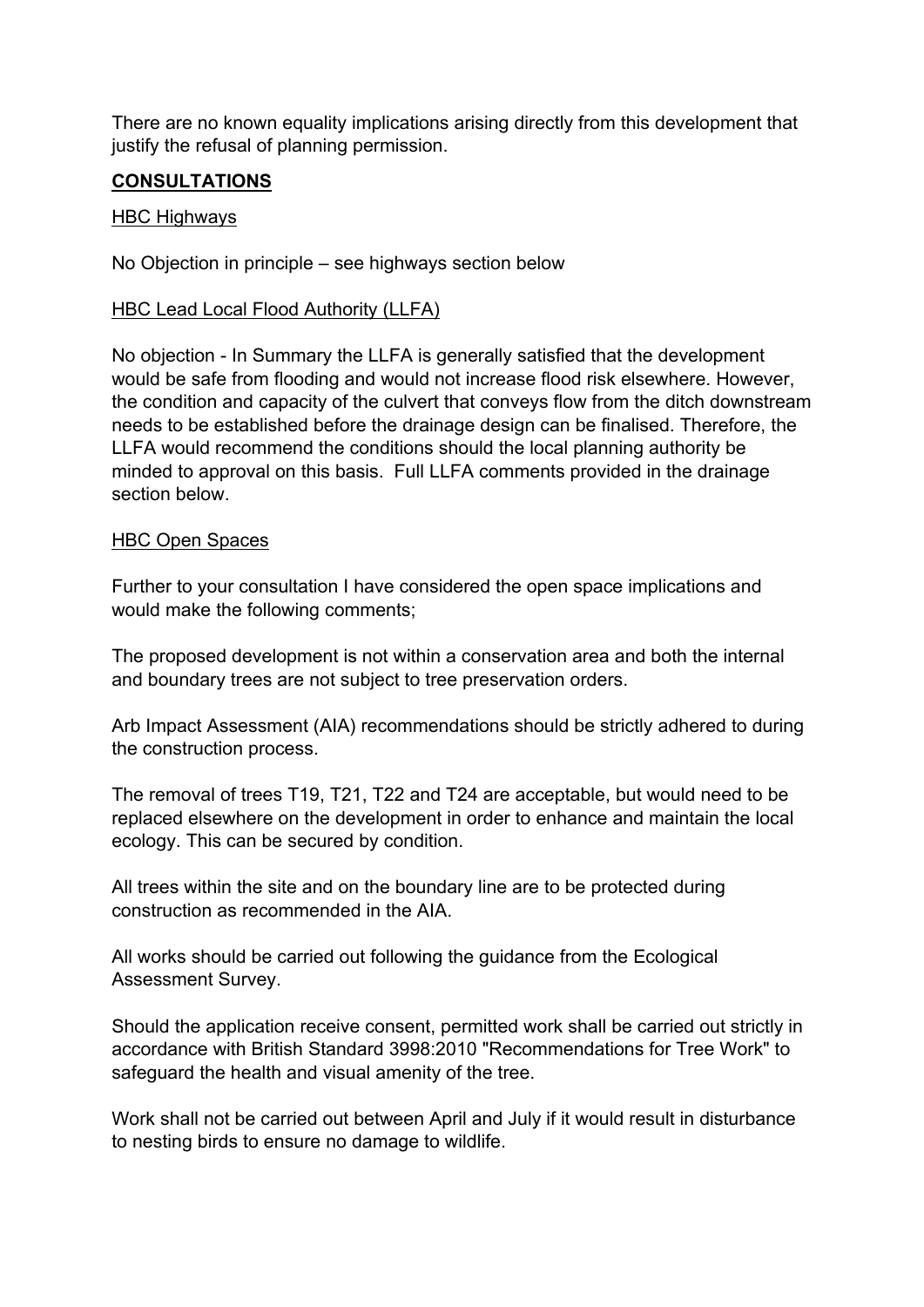There are no known equality implications arising directly from this development that justify the refusal of planning permission.

## CONSULTATIONS

HBC Highways

No Objection in principle – see highways section below

HBC Lead Local Flood Authority (LLFA)

No objection - In Summary the LLFA is generally satisfied that the development would be safe from flooding and would not increase flood risk elsewhere. However, the condition and capacity of the culvert that conveys flow from the ditch downstream needs to be established before the drainage design can be finalised. Therefore, the LLFA would recommend the conditions should the local planning authority be minded to approval on this basis. Full LLFA comments provided in the drainage section below.

HBC Open Spaces

Further to your consultation I have considered the open space implications and would make the following comments;

The proposed development is not within a conservation area and both the internal and boundary trees are not subject to tree preservation orders.

Arb Impact Assessment (AIA) recommendations should be strictly adhered to during the construction process.

The removal of trees T19, T21, T22 and T24 are acceptable, but would need to be replaced elsewhere on the development in order to enhance and maintain the local ecology. This can be secured by condition.

All trees within the site and on the boundary line are to be protected during construction as recommended in the AIA.

All works should be carried out following the guidance from the Ecological Assessment Survey.

Should the application receive consent, permitted work shall be carried out strictly in accordance with British Standard 3998:2010 "Recommendations for Tree Work" to safeguard the health and visual amenity of the tree.

Work shall not be carried out between April and July if it would result in disturbance to nesting birds to ensure no damage to wildlife.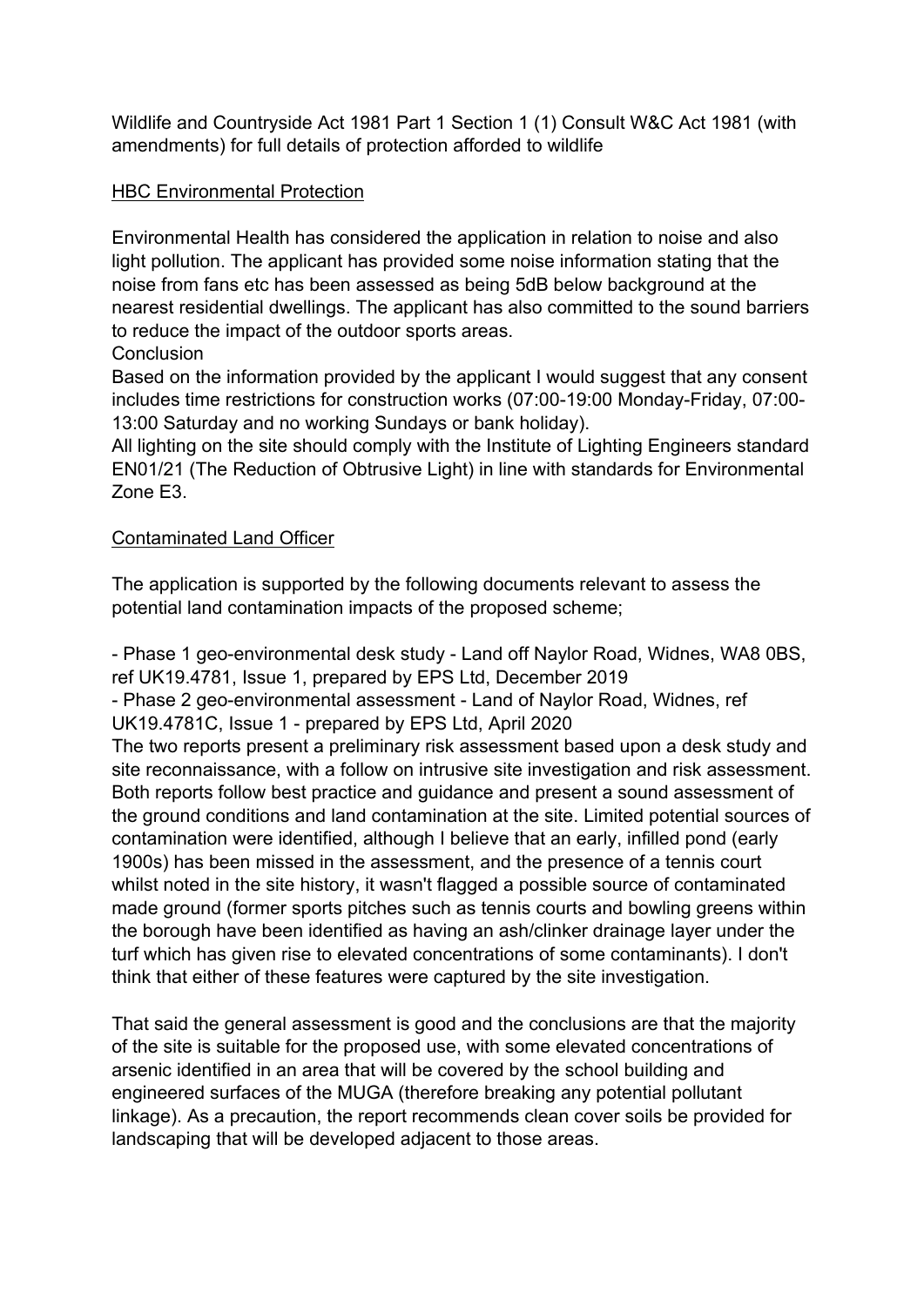Wildlife and Countryside Act 1981 Part 1 Section 1 (1) Consult W&C Act 1981 (with amendments) for full details of protection afforded to wildlife

<u>HBC Environmental Protection</u>

Environmental Health has considered the application in relation to noise and also light pollution. The applicant has provided some noise information stating that the noise from fans etc has been assessed as being 5dB below background at the nearest residential dwellings. The applicant has also committed to the sound barriers to reduce the impact of the outdoor sports areas.

Conclusion

Based on the information provided by the applicant I would suggest that any consent includes time restrictions for construction works (07:00-19:00 Monday-Friday, 07:00-13:00 Saturday and no working Sundays or bank holiday).

All lighting on the site should comply with the Institute of Lighting Engineers standard EN01/21 (The Reduction of Obtrusive Light) in line with standards for Environmental Zone E3.

<u>Contaminated Land Officer</u>

The application is supported by the following documents relevant to assess the potential land contamination impacts of the proposed scheme;

- Phase 1 geo-environmental desk study - Land off Naylor Road, Widnes, WA8 0BS, ref UK19.4781, Issue 1, prepared by EPS Ltd, December 2019
- Phase 2 geo-environmental assessment - Land of Naylor Road, Widnes, ref UK19.4781C, Issue 1 - prepared by EPS Ltd, April 2020

The two reports present a preliminary risk assessment based upon a desk study and site reconnaissance, with a follow on intrusive site investigation and risk assessment. Both reports follow best practice and guidance and present a sound assessment of the ground conditions and land contamination at the site. Limited potential sources of contamination were identified, although I believe that an early, infilled pond (early 1900s) has been missed in the assessment, and the presence of a tennis court whilst noted in the site history, it wasn't flagged a possible source of contaminated made ground (former sports pitches such as tennis courts and bowling greens within the borough have been identified as having an ash/clinker drainage layer under the turf which has given rise to elevated concentrations of some contaminants). I don't think that either of these features were captured by the site investigation.

That said the general assessment is good and the conclusions are that the majority of the site is suitable for the proposed use, with some elevated concentrations of arsenic identified in an area that will be covered by the school building and engineered surfaces of the MUGA (therefore breaking any potential pollutant linkage). As a precaution, the report recommends clean cover soils be provided for landscaping that will be developed adjacent to those areas.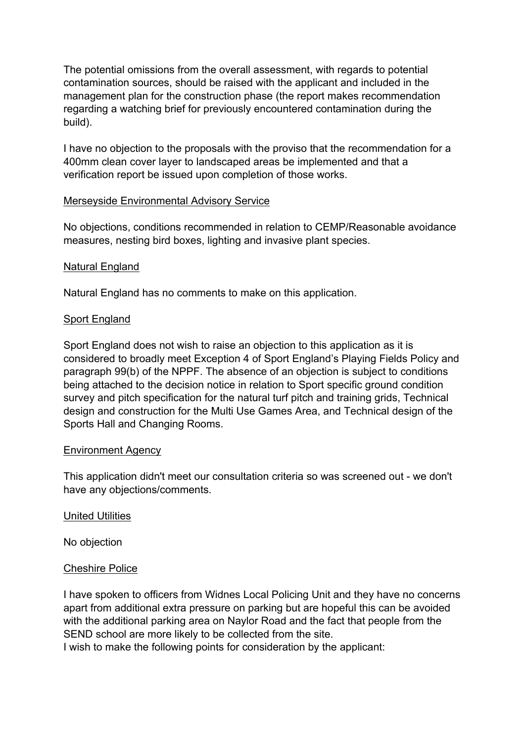The potential omissions from the overall assessment, with regards to potential contamination sources, should be raised with the applicant and included in the management plan for the construction phase (the report makes recommendation regarding a watching brief for previously encountered contamination during the build).

I have no objection to the proposals with the proviso that the recommendation for a 400mm clean cover layer to landscaped areas be implemented and that a verification report be issued upon completion of those works.

<u>Merseyside Environmental Advisory Service</u>

No objections, conditions recommended in relation to CEMP/Reasonable avoidance measures, nesting bird boxes, lighting and invasive plant species.

<u>Natural England</u>

Natural England has no comments to make on this application.

<u>Sport England</u>

Sport England does not wish to raise an objection to this application as it is considered to broadly meet Exception 4 of Sport England's Playing Fields Policy and paragraph 99(b) of the NPPF. The absence of an objection is subject to conditions being attached to the decision notice in relation to Sport specific ground condition survey and pitch specification for the natural turf pitch and training grids, Technical design and construction for the Multi Use Games Area, and Technical design of the Sports Hall and Changing Rooms.

<u>Environment Agency</u>

This application didn't meet our consultation criteria so was screened out - we don't have any objections/comments.

<u>United Utilities</u>

No objection

<u>Cheshire Police</u>

I have spoken to officers from Widnes Local Policing Unit and they have no concerns apart from additional extra pressure on parking but are hopeful this can be avoided with the additional parking area on Naylor Road and the fact that people from the SEND school are more likely to be collected from the site.
I wish to make the following points for consideration by the applicant: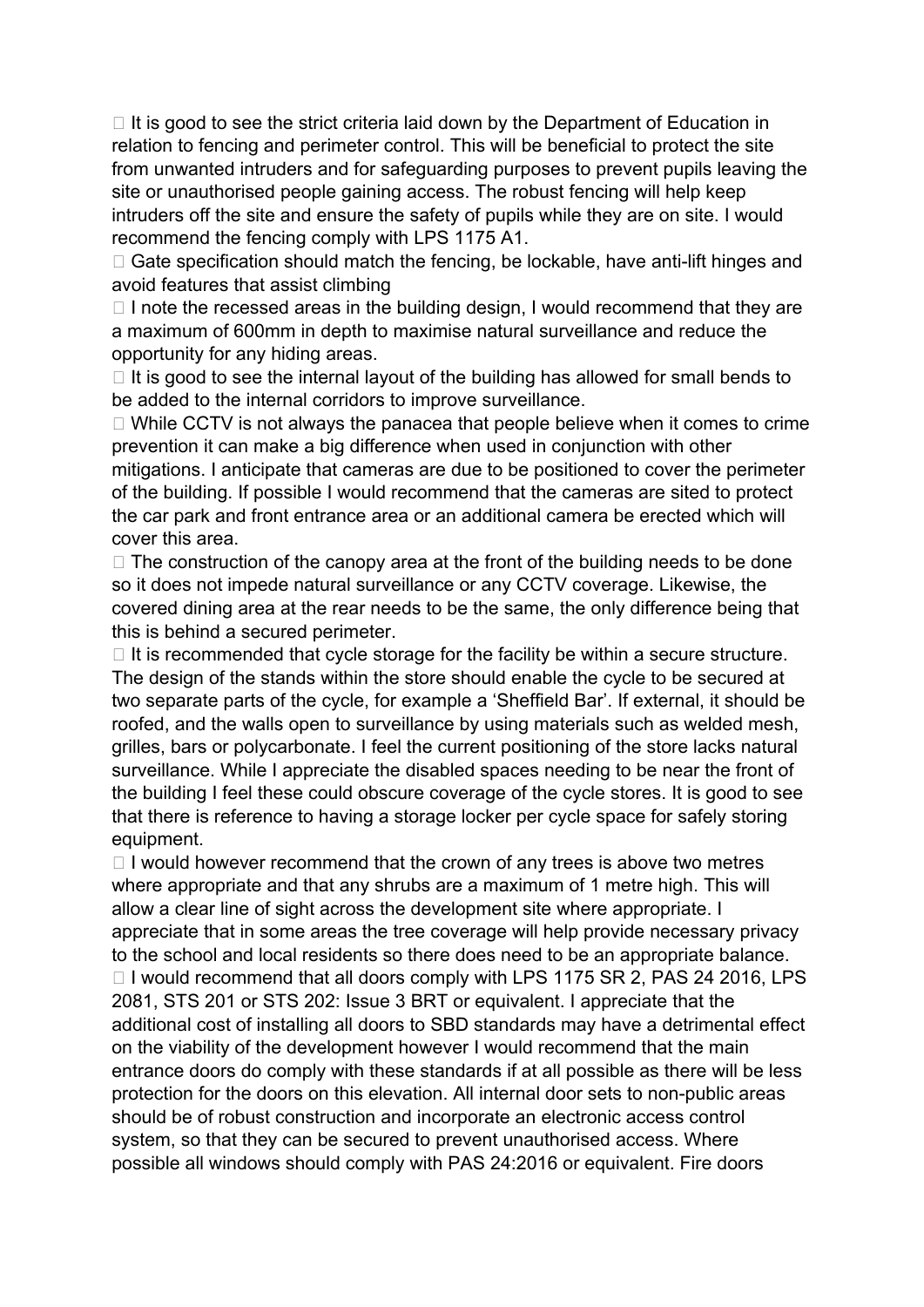-  It is good to see the strict criteria laid down by the Department of Education in relation to fencing and perimeter control. This will be beneficial to protect the site from unwanted intruders and for safeguarding purposes to prevent pupils leaving the site or unauthorised people gaining access. The robust fencing will help keep intruders off the site and ensure the safety of pupils while they are on site. I would recommend the fencing comply with LPS 1175 A1.
-  Gate specification should match the fencing, be lockable, have anti-lift hinges and avoid features that assist climbing
-  I note the recessed areas in the building design, I would recommend that they are a maximum of 600mm in depth to maximise natural surveillance and reduce the opportunity for any hiding areas.
-  It is good to see the internal layout of the building has allowed for small bends to be added to the internal corridors to improve surveillance.
-  While CCTV is not always the panacea that people believe when it comes to crime prevention it can make a big difference when used in conjunction with other mitigations. I anticipate that cameras are due to be positioned to cover the perimeter of the building. If possible I would recommend that the cameras are sited to protect the car park and front entrance area or an additional camera be erected which will cover this area.
-  The construction of the canopy area at the front of the building needs to be done so it does not impede natural surveillance or any CCTV coverage. Likewise, the covered dining area at the rear needs to be the same, the only difference being that this is behind a secured perimeter.
-  It is recommended that cycle storage for the facility be within a secure structure. The design of the stands within the store should enable the cycle to be secured at two separate parts of the cycle, for example a 'Sheffield Bar'. If external, it should be roofed, and the walls open to surveillance by using materials such as welded mesh, grilles, bars or polycarbonate. I feel the current positioning of the store lacks natural surveillance. While I appreciate the disabled spaces needing to be near the front of the building I feel these could obscure coverage of the cycle stores. It is good to see that there is reference to having a storage locker per cycle space for safely storing equipment.
-  I would however recommend that the crown of any trees is above two metres where appropriate and that any shrubs are a maximum of 1 metre high. This will allow a clear line of sight across the development site where appropriate. I appreciate that in some areas the tree coverage will help provide necessary privacy to the school and local residents so there does need to be an appropriate balance.
-  I would recommend that all doors comply with LPS 1175 SR 2, PAS 24 2016, LPS 2081, STS 201 or STS 202: Issue 3 BRT or equivalent. I appreciate that the additional cost of installing all doors to SBD standards may have a detrimental effect on the viability of the development however I would recommend that the main entrance doors do comply with these standards if at all possible as there will be less protection for the doors on this elevation. All internal door sets to non-public areas should be of robust construction and incorporate an electronic access control system, so that they can be secured to prevent unauthorised access. Where possible all windows should comply with PAS 24:2016 or equivalent. Fire doors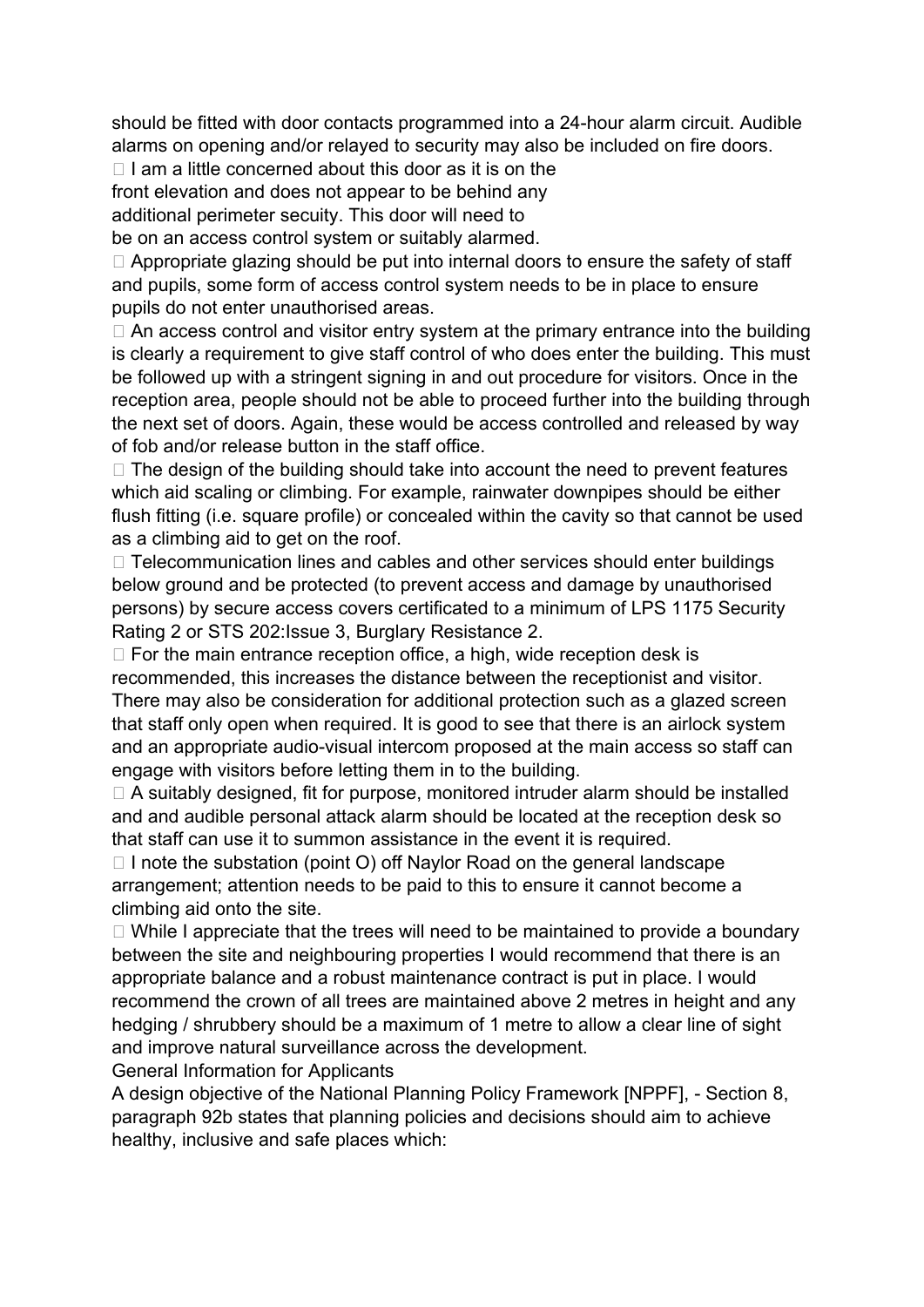should be fitted with door contacts programmed into a 24-hour alarm circuit. Audible alarms on opening and/or relayed to security may also be included on fire doors.

- I am a little concerned about this door as it is on the front elevation and does not appear to be behind any additional perimeter secuity. This door will need to be on an access control system or suitably alarmed.
- Appropriate glazing should be put into internal doors to ensure the safety of staff and pupils, some form of access control system needs to be in place to ensure pupils do not enter unauthorised areas.
- An access control and visitor entry system at the primary entrance into the building is clearly a requirement to give staff control of who does enter the building. This must be followed up with a stringent signing in and out procedure for visitors. Once in the reception area, people should not be able to proceed further into the building through the next set of doors. Again, these would be access controlled and released by way of fob and/or release button in the staff office.
- The design of the building should take into account the need to prevent features which aid scaling or climbing. For example, rainwater downpipes should be either flush fitting (i.e. square profile) or concealed within the cavity so that cannot be used as a climbing aid to get on the roof.
- Telecommunication lines and cables and other services should enter buildings below ground and be protected (to prevent access and damage by unauthorised persons) by secure access covers certificated to a minimum of LPS 1175 Security Rating 2 or STS 202:Issue 3, Burglary Resistance 2.
- For the main entrance reception office, a high, wide reception desk is recommended, this increases the distance between the receptionist and visitor. There may also be consideration for additional protection such as a glazed screen that staff only open when required. It is good to see that there is an airlock system and an appropriate audio-visual intercom proposed at the main access so staff can engage with visitors before letting them in to the building.
- A suitably designed, fit for purpose, monitored intruder alarm should be installed and and audible personal attack alarm should be located at the reception desk so that staff can use it to summon assistance in the event it is required.
- I note the substation (point O) off Naylor Road on the general landscape arrangement; attention needs to be paid to this to ensure it cannot become a climbing aid onto the site.
- While I appreciate that the trees will need to be maintained to provide a boundary between the site and neighbouring properties I would recommend that there is an appropriate balance and a robust maintenance contract is put in place. I would recommend the crown of all trees are maintained above 2 metres in height and any hedging / shrubbery should be a maximum of 1 metre to allow a clear line of sight and improve natural surveillance across the development.

General Information for Applicants

A design objective of the National Planning Policy Framework [NPPF], - Section 8, paragraph 92b states that planning policies and decisions should aim to achieve healthy, inclusive and safe places which: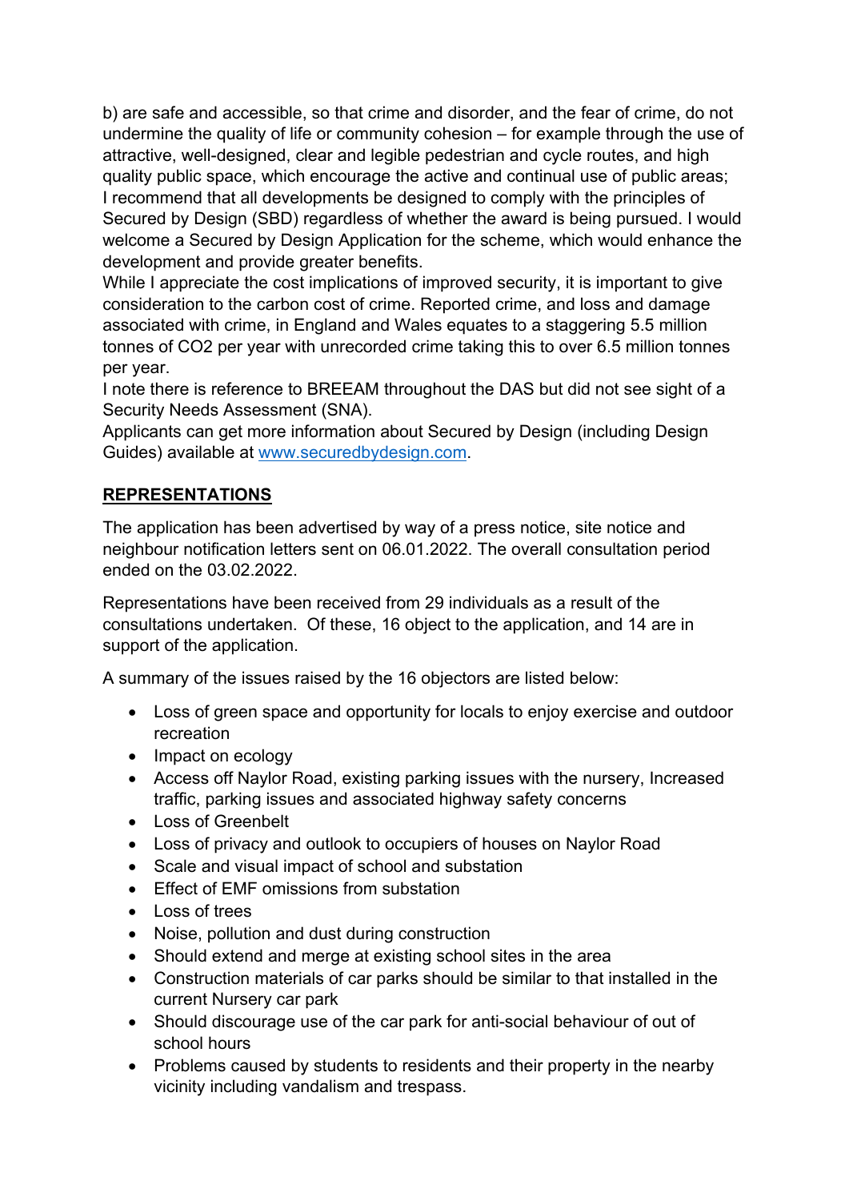b) are safe and accessible, so that crime and disorder, and the fear of crime, do not undermine the quality of life or community cohesion – for example through the use of attractive, well-designed, clear and legible pedestrian and cycle routes, and high quality public space, which encourage the active and continual use of public areas;
I recommend that all developments be designed to comply with the principles of Secured by Design (SBD) regardless of whether the award is being pursued. I would welcome a Secured by Design Application for the scheme, which would enhance the development and provide greater benefits.
While I appreciate the cost implications of improved security, it is important to give consideration to the carbon cost of crime. Reported crime, and loss and damage associated with crime, in England and Wales equates to a staggering 5.5 million tonnes of $CO_2$ per year with unrecorded crime taking this to over 6.5 million tonnes per year.
I note there is reference to BREEAM throughout the DAS but did not see sight of a Security Needs Assessment (SNA).
Applicants can get more information about Secured by Design (including Design Guides) available at [www.securedbydesign.com](http://www.securedbydesign.com).

## REPRESENTATIONS

The application has been advertised by way of a press notice, site notice and neighbour notification letters sent on 06.01.2022. The overall consultation period ended on the 03.02.2022.

Representations have been received from 29 individuals as a result of the consultations undertaken. Of these, 16 object to the application, and 14 are in support of the application.

A summary of the issues raised by the 16 objectors are listed below:

- Loss of green space and opportunity for locals to enjoy exercise and outdoor recreation
- Impact on ecology
- Access off Naylor Road, existing parking issues with the nursery, Increased traffic, parking issues and associated highway safety concerns
- Loss of Greenbelt
- Loss of privacy and outlook to occupiers of houses on Naylor Road
- Scale and visual impact of school and substation
- Effect of EMF omissions from substation
- Loss of trees
- Noise, pollution and dust during construction
- Should extend and merge at existing school sites in the area
- Construction materials of car parks should be similar to that installed in the current Nursery car park
- Should discourage use of the car park for anti-social behaviour of out of school hours
- Problems caused by students to residents and their property in the nearby vicinity including vandalism and trespass.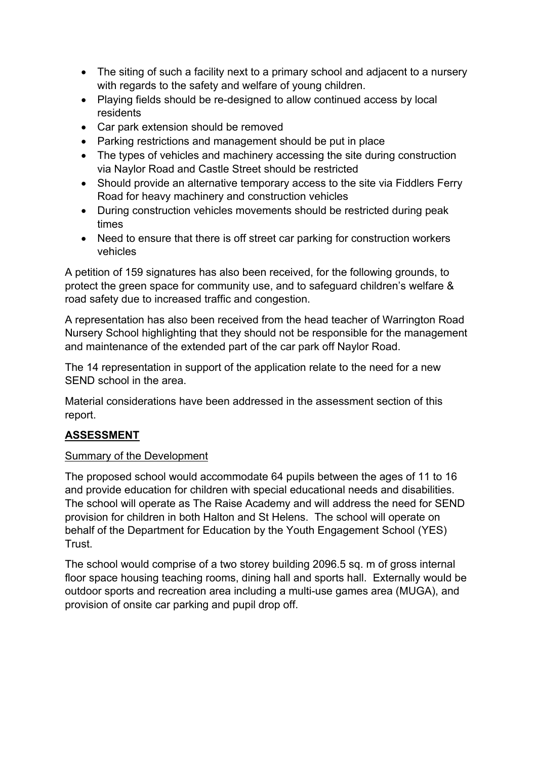- The siting of such a facility next to a primary school and adjacent to a nursery with regards to the safety and welfare of young children.
- Playing fields should be re-designed to allow continued access by local residents
- Car park extension should be removed
- Parking restrictions and management should be put in place
- The types of vehicles and machinery accessing the site during construction via Naylor Road and Castle Street should be restricted
- Should provide an alternative temporary access to the site via Fiddlers Ferry Road for heavy machinery and construction vehicles
- During construction vehicles movements should be restricted during peak times
- Need to ensure that there is off street car parking for construction workers vehicles

A petition of 159 signatures has also been received, for the following grounds, to protect the green space for community use, and to safeguard children's welfare & road safety due to increased traffic and congestion.

A representation has also been received from the head teacher of Warrington Road Nursery School highlighting that they should not be responsible for the management and maintenance of the extended part of the car park off Naylor Road.

The 14 representation in support of the application relate to the need for a new SEND school in the area.

Material considerations have been addressed in the assessment section of this report.

## **ASSESSMENT**

### Summary of the Development

The proposed school would accommodate 64 pupils between the ages of 11 to 16 and provide education for children with special educational needs and disabilities. The school will operate as The Raise Academy and will address the need for SEND provision for children in both Halton and St Helens. The school will operate on behalf of the Department for Education by the Youth Engagement School (YES) Trust.

The school would comprise of a two storey building 2096.5 sq. m of gross internal floor space housing teaching rooms, dining hall and sports hall. Externally would be outdoor sports and recreation area including a multi-use games area (MUGA), and provision of onsite car parking and pupil drop off.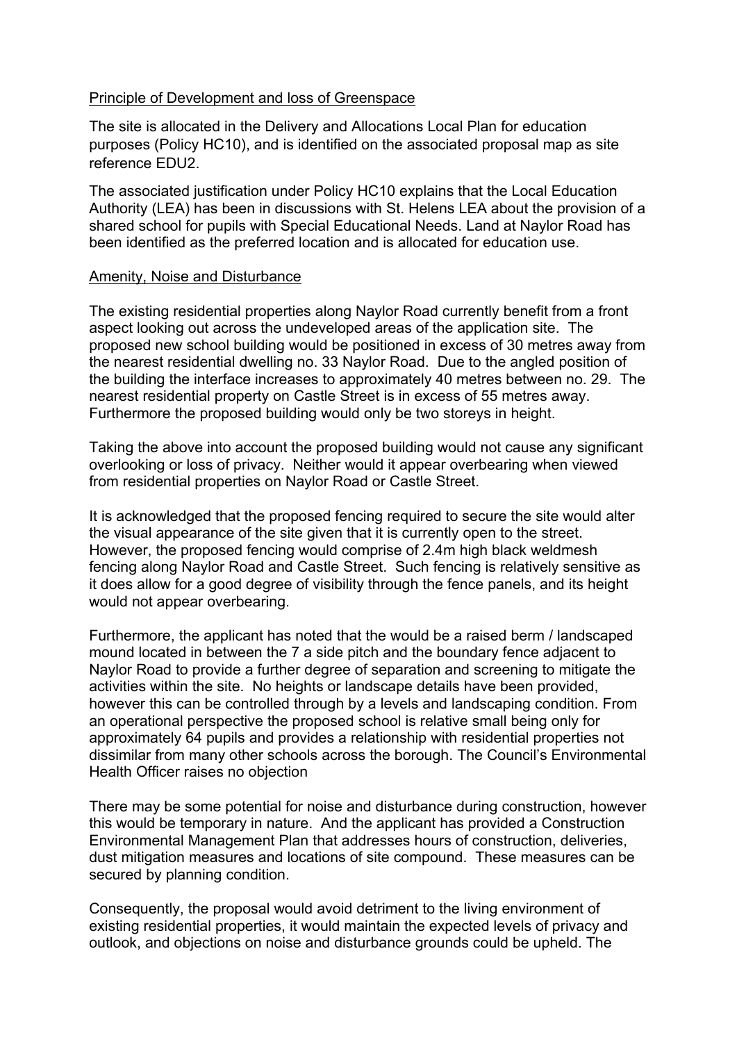Principle of Development and loss of Greenspace

The site is allocated in the Delivery and Allocations Local Plan for education purposes (Policy HC10), and is identified on the associated proposal map as site reference EDU2.

The associated justification under Policy HC10 explains that the Local Education Authority (LEA) has been in discussions with St. Helens LEA about the provision of a shared school for pupils with Special Educational Needs. Land at Naylor Road has been identified as the preferred location and is allocated for education use.

Amenity, Noise and Disturbance

The existing residential properties along Naylor Road currently benefit from a front aspect looking out across the undeveloped areas of the application site. The proposed new school building would be positioned in excess of 30 metres away from the nearest residential dwelling no. 33 Naylor Road. Due to the angled position of the building the interface increases to approximately 40 metres between no. 29. The nearest residential property on Castle Street is in excess of 55 metres away. Furthermore the proposed building would only be two storeys in height.

Taking the above into account the proposed building would not cause any significant overlooking or loss of privacy. Neither would it appear overbearing when viewed from residential properties on Naylor Road or Castle Street.

It is acknowledged that the proposed fencing required to secure the site would alter the visual appearance of the site given that it is currently open to the street. However, the proposed fencing would comprise of 2.4m high black weldmesh fencing along Naylor Road and Castle Street. Such fencing is relatively sensitive as it does allow for a good degree of visibility through the fence panels, and its height would not appear overbearing.

Furthermore, the applicant has noted that the would be a raised berm / landscaped mound located in between the 7 a side pitch and the boundary fence adjacent to Naylor Road to provide a further degree of separation and screening to mitigate the activities within the site. No heights or landscape details have been provided, however this can be controlled through by a levels and landscaping condition. From an operational perspective the proposed school is relative small being only for approximately 64 pupils and provides a relationship with residential properties not dissimilar from many other schools across the borough. The Council's Environmental Health Officer raises no objection

There may be some potential for noise and disturbance during construction, however this would be temporary in nature. And the applicant has provided a Construction Environmental Management Plan that addresses hours of construction, deliveries, dust mitigation measures and locations of site compound. These measures can be secured by planning condition.

Consequently, the proposal would avoid detriment to the living environment of existing residential properties, it would maintain the expected levels of privacy and outlook, and objections on noise and disturbance grounds could be upheld. The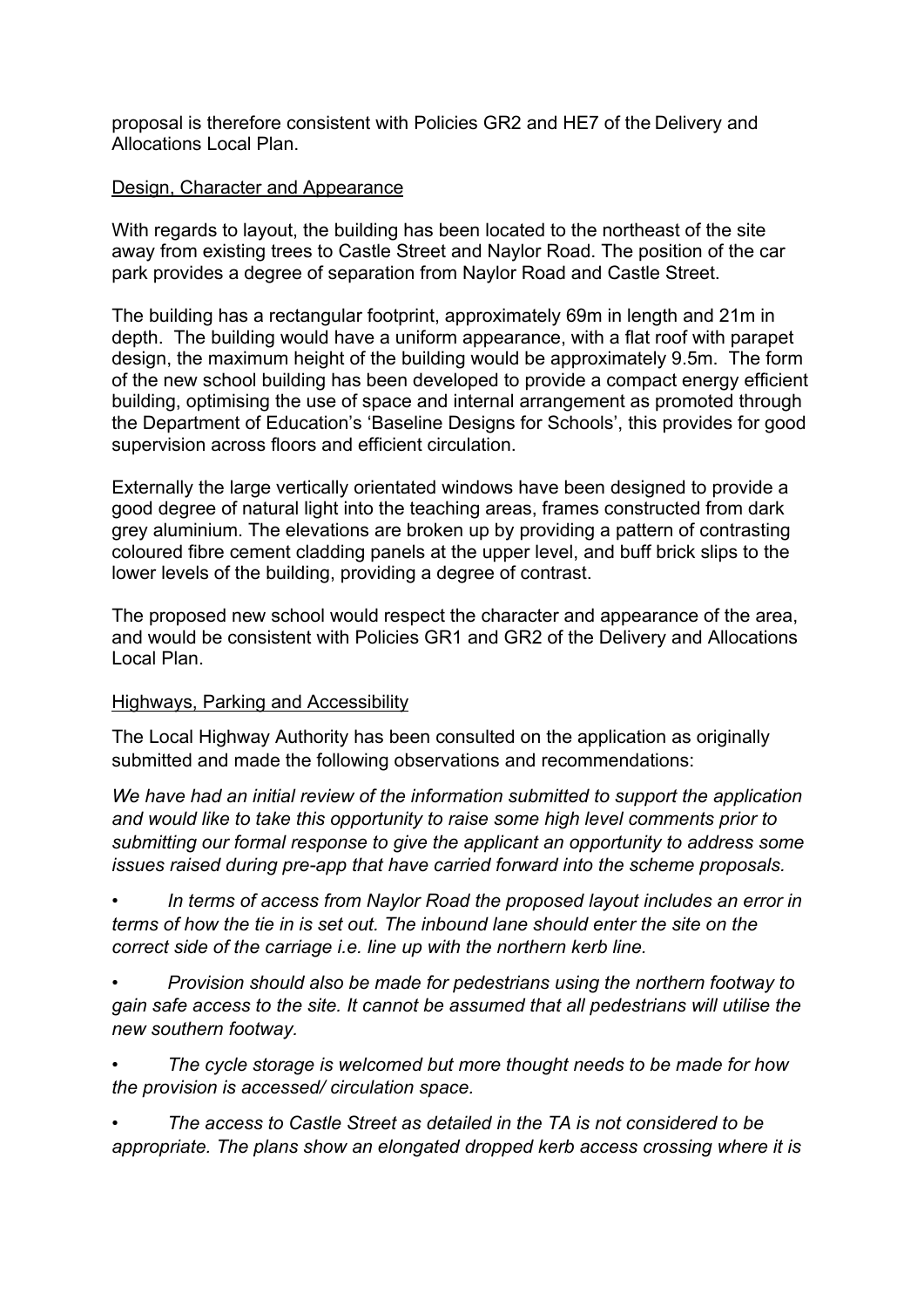proposal is therefore consistent with Policies GR2 and HE7 of the Delivery and Allocations Local Plan.

## Design, Character and Appearance

With regards to layout, the building has been located to the northeast of the site away from existing trees to Castle Street and Naylor Road. The position of the car park provides a degree of separation from Naylor Road and Castle Street.

The building has a rectangular footprint, approximately 69m in length and 21m in depth. The building would have a uniform appearance, with a flat roof with parapet design, the maximum height of the building would be approximately 9.5m. The form of the new school building has been developed to provide a compact energy efficient building, optimising the use of space and internal arrangement as promoted through the Department of Education's 'Baseline Designs for Schools', this provides for good supervision across floors and efficient circulation.

Externally the large vertically orientated windows have been designed to provide a good degree of natural light into the teaching areas, frames constructed from dark grey aluminium. The elevations are broken up by providing a pattern of contrasting coloured fibre cement cladding panels at the upper level, and buff brick slips to the lower levels of the building, providing a degree of contrast.

The proposed new school would respect the character and appearance of the area, and would be consistent with Policies GR1 and GR2 of the Delivery and Allocations Local Plan.

## Highways, Parking and Accessibility

The Local Highway Authority has been consulted on the application as originally submitted and made the following observations and recommendations:

*We have had an initial review of the information submitted to support the application and would like to take this opportunity to raise some high level comments prior to submitting our formal response to give the applicant an opportunity to address some issues raised during pre-app that have carried forward into the scheme proposals.*

- *In terms of access from Naylor Road the proposed layout includes an error in terms of how the tie in is set out. The inbound lane should enter the site on the correct side of the carriage i.e. line up with the northern kerb line.*
- *Provision should also be made for pedestrians using the northern footway to gain safe access to the site. It cannot be assumed that all pedestrians will utilise the new southern footway.*
- *The cycle storage is welcomed but more thought needs to be made for how the provision is accessed/ circulation space.*
- *The access to Castle Street as detailed in the TA is not considered to be appropriate. The plans show an elongated dropped kerb access crossing where it is*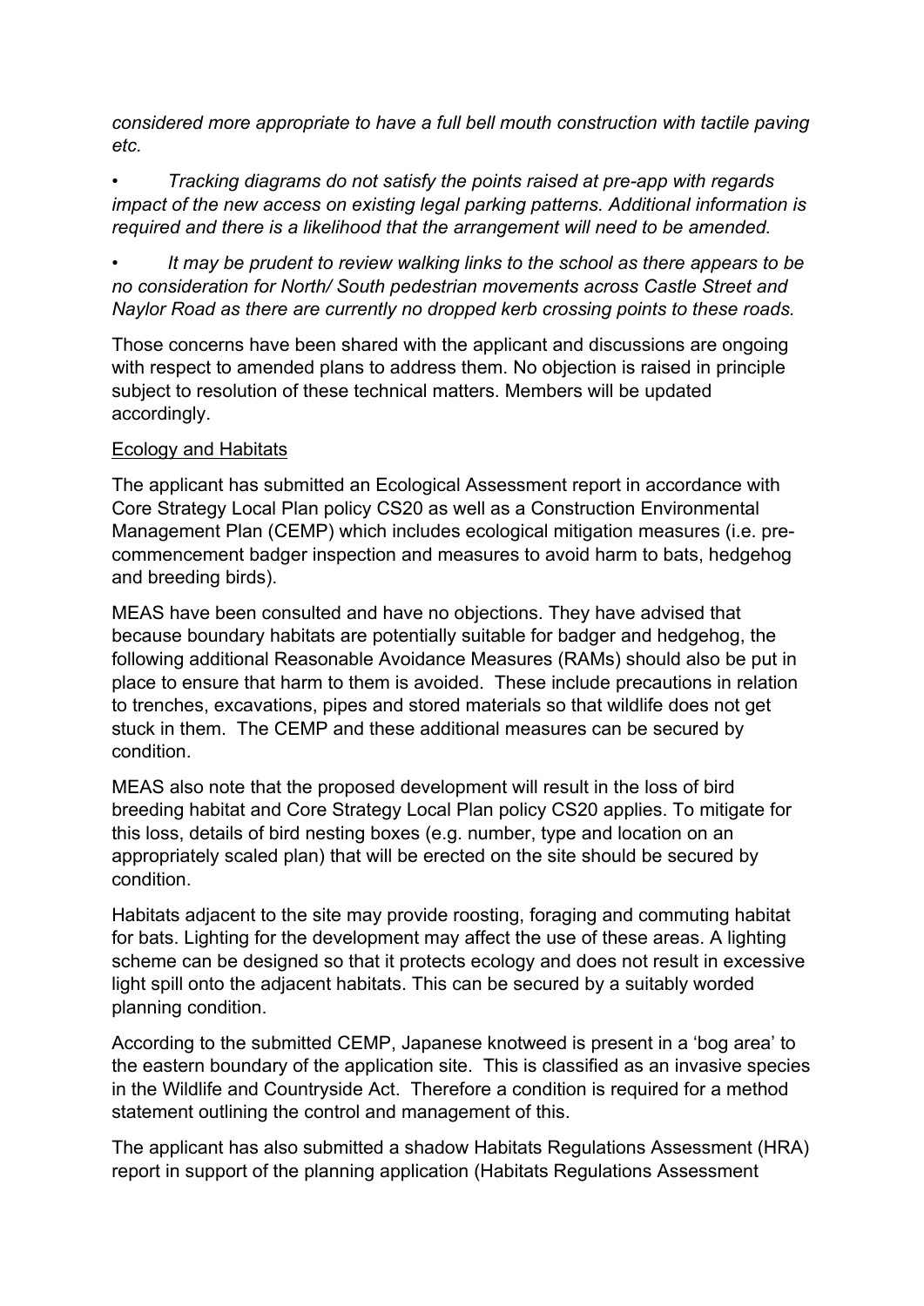*considered more appropriate to have a full bell mouth construction with tactile paving etc.*

- *Tracking diagrams do not satisfy the points raised at pre-app with regards impact of the new access on existing legal parking patterns. Additional information is required and there is a likelihood that the arrangement will need to be amended.*

- *It may be prudent to review walking links to the school as there appears to be no consideration for North/ South pedestrian movements across Castle Street and Naylor Road as there are currently no dropped kerb crossing points to these roads.*

Those concerns have been shared with the applicant and discussions are ongoing with respect to amended plans to address them. No objection is raised in principle subject to resolution of these technical matters. Members will be updated accordingly.

<u>Ecology and Habitats</u>

The applicant has submitted an Ecological Assessment report in accordance with Core Strategy Local Plan policy CS20 as well as a Construction Environmental Management Plan (CEMP) which includes ecological mitigation measures (i.e. pre-commencement badger inspection and measures to avoid harm to bats, hedgehog and breeding birds).

MEAS have been consulted and have no objections. They have advised that because boundary habitats are potentially suitable for badger and hedgehog, the following additional Reasonable Avoidance Measures (RAMs) should also be put in place to ensure that harm to them is avoided. These include precautions in relation to trenches, excavations, pipes and stored materials so that wildlife does not get stuck in them. The CEMP and these additional measures can be secured by condition.

MEAS also note that the proposed development will result in the loss of bird breeding habitat and Core Strategy Local Plan policy CS20 applies. To mitigate for this loss, details of bird nesting boxes (e.g. number, type and location on an appropriately scaled plan) that will be erected on the site should be secured by condition.

Habitats adjacent to the site may provide roosting, foraging and commuting habitat for bats. Lighting for the development may affect the use of these areas. A lighting scheme can be designed so that it protects ecology and does not result in excessive light spill onto the adjacent habitats. This can be secured by a suitably worded planning condition.

According to the submitted CEMP, Japanese knotweed is present in a 'bog area' to the eastern boundary of the application site. This is classified as an invasive species in the Wildlife and Countryside Act. Therefore a condition is required for a method statement outlining the control and management of this.

The applicant has also submitted a shadow Habitats Regulations Assessment (HRA) report in support of the planning application (Habitats Regulations Assessment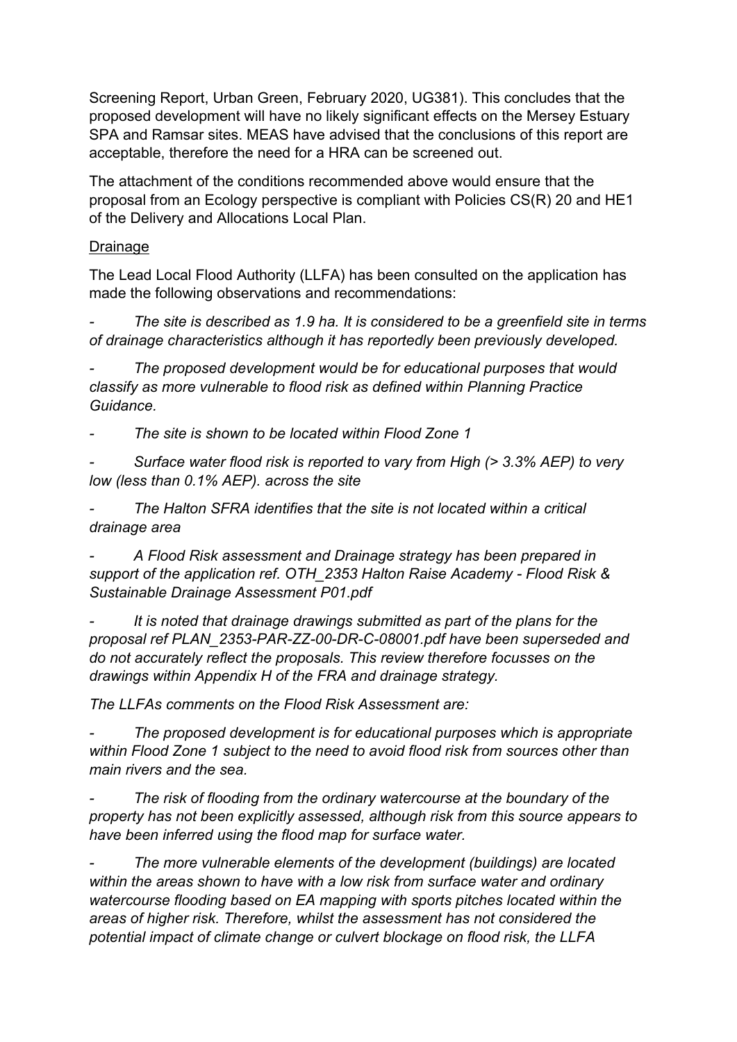Screening Report, Urban Green, February 2020, UG381). This concludes that the proposed development will have no likely significant effects on the Mersey Estuary SPA and Ramsar sites. MEAS have advised that the conclusions of this report are acceptable, therefore the need for a HRA can be screened out.

The attachment of the conditions recommended above would ensure that the proposal from an Ecology perspective is compliant with Policies CS(R) 20 and HE1 of the Delivery and Allocations Local Plan.

Drainage

The Lead Local Flood Authority (LLFA) has been consulted on the application has made the following observations and recommendations:

- *The site is described as 1.9 ha. It is considered to be a greenfield site in terms of drainage characteristics although it has reportedly been previously developed.*

- *The proposed development would be for educational purposes that would classify as more vulnerable to flood risk as defined within Planning Practice Guidance.*

- *The site is shown to be located within Flood Zone 1*

- *Surface water flood risk is reported to vary from High (> 3.3% AEP) to very low (less than 0.1% AEP). across the site*

- *The Halton SFRA identifies that the site is not located within a critical drainage area*

- *A Flood Risk assessment and Drainage strategy has been prepared in support of the application ref. OTH_2353 Halton Raise Academy - Flood Risk & Sustainable Drainage Assessment P01.pdf*

- *It is noted that drainage drawings submitted as part of the plans for the proposal ref PLAN_2353-PAR-ZZ-00-DR-C-08001.pdf have been superseded and do not accurately reflect the proposals. This review therefore focusses on the drawings within Appendix H of the FRA and drainage strategy.*

*The LLFAs comments on the Flood Risk Assessment are:*

- *The proposed development is for educational purposes which is appropriate within Flood Zone 1 subject to the need to avoid flood risk from sources other than main rivers and the sea.*

- *The risk of flooding from the ordinary watercourse at the boundary of the property has not been explicitly assessed, although risk from this source appears to have been inferred using the flood map for surface water.*

- *The more vulnerable elements of the development (buildings) are located within the areas shown to have with a low risk from surface water and ordinary watercourse flooding based on EA mapping with sports pitches located within the areas of higher risk. Therefore, whilst the assessment has not considered the potential impact of climate change or culvert blockage on flood risk, the LLFA*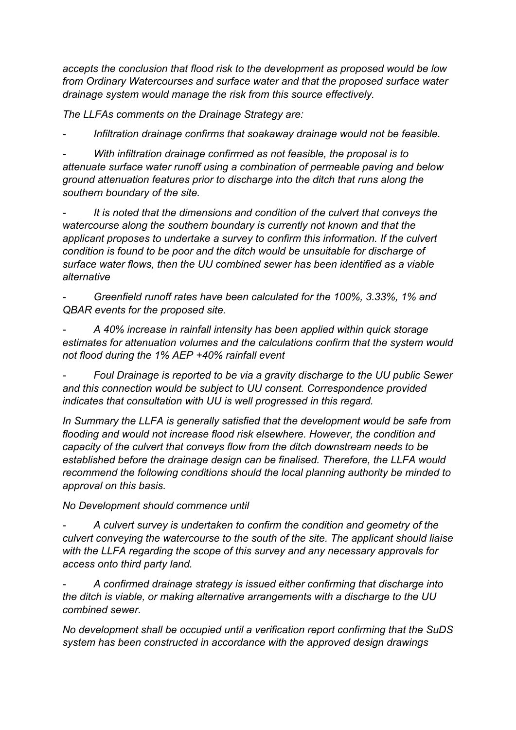*accepts the conclusion that flood risk to the development as proposed would be low from Ordinary Watercourses and surface water and that the proposed surface water drainage system would manage the risk from this source effectively.*

*The LLFAs comments on the Drainage Strategy are:*

- *Infiltration drainage confirms that soakaway drainage would not be feasible.*

- *With infiltration drainage confirmed as not feasible, the proposal is to attenuate surface water runoff using a combination of permeable paving and below ground attenuation features prior to discharge into the ditch that runs along the southern boundary of the site.*

- *It is noted that the dimensions and condition of the culvert that conveys the watercourse along the southern boundary is currently not known and that the applicant proposes to undertake a survey to confirm this information. If the culvert condition is found to be poor and the ditch would be unsuitable for discharge of surface water flows, then the UU combined sewer has been identified as a viable alternative*

- *Greenfield runoff rates have been calculated for the 100%, 3.33%, 1% and QBAR events for the proposed site.*

- *A 40% increase in rainfall intensity has been applied within quick storage estimates for attenuation volumes and the calculations confirm that the system would not flood during the 1% AEP +40% rainfall event*

- *Foul Drainage is reported to be via a gravity discharge to the UU public Sewer and this connection would be subject to UU consent. Correspondence provided indicates that consultation with UU is well progressed in this regard.*

*In Summary the LLFA is generally satisfied that the development would be safe from flooding and would not increase flood risk elsewhere. However, the condition and capacity of the culvert that conveys flow from the ditch downstream needs to be established before the drainage design can be finalised. Therefore, the LLFA would recommend the following conditions should the local planning authority be minded to approval on this basis.*

*No Development should commence until*

- *A culvert survey is undertaken to confirm the condition and geometry of the culvert conveying the watercourse to the south of the site. The applicant should liaise with the LLFA regarding the scope of this survey and any necessary approvals for access onto third party land.*

- *A confirmed drainage strategy is issued either confirming that discharge into the ditch is viable, or making alternative arrangements with a discharge to the UU combined sewer.*

*No development shall be occupied until a verification report confirming that the SuDS system has been constructed in accordance with the approved design drawings*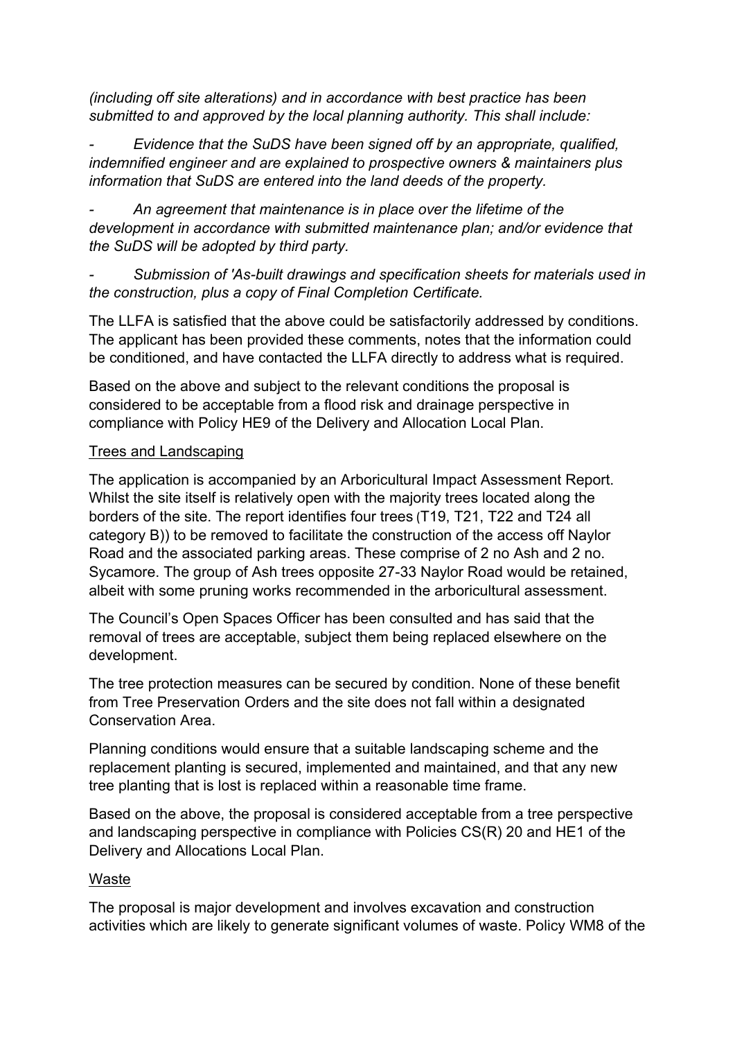*(including off site alterations) and in accordance with best practice has been submitted to and approved by the local planning authority. This shall include:*

*- Evidence that the SuDS have been signed off by an appropriate, qualified, indemnified engineer and are explained to prospective owners & maintainers plus information that SuDS are entered into the land deeds of the property.*

*- An agreement that maintenance is in place over the lifetime of the development in accordance with submitted maintenance plan; and/or evidence that the SuDS will be adopted by third party.*

*- Submission of 'As-built drawings and specification sheets for materials used in the construction, plus a copy of Final Completion Certificate.*

The LLFA is satisfied that the above could be satisfactorily addressed by conditions. The applicant has been provided these comments, notes that the information could be conditioned, and have contacted the LLFA directly to address what is required.

Based on the above and subject to the relevant conditions the proposal is considered to be acceptable from a flood risk and drainage perspective in compliance with Policy HE9 of the Delivery and Allocation Local Plan.

<u>Trees and Landscaping</u>

The application is accompanied by an Arboricultural Impact Assessment Report. Whilst the site itself is relatively open with the majority trees located along the borders of the site. The report identifies four trees (T19, T21, T22 and T24 all category B)) to be removed to facilitate the construction of the access off Naylor Road and the associated parking areas. These comprise of 2 no Ash and 2 no. Sycamore. The group of Ash trees opposite 27-33 Naylor Road would be retained, albeit with some pruning works recommended in the arboricultural assessment.

The Council's Open Spaces Officer has been consulted and has said that the removal of trees are acceptable, subject them being replaced elsewhere on the development.

The tree protection measures can be secured by condition. None of these benefit from Tree Preservation Orders and the site does not fall within a designated Conservation Area.

Planning conditions would ensure that a suitable landscaping scheme and the replacement planting is secured, implemented and maintained, and that any new tree planting that is lost is replaced within a reasonable time frame.

Based on the above, the proposal is considered acceptable from a tree perspective and landscaping perspective in compliance with Policies CS(R) 20 and HE1 of the Delivery and Allocations Local Plan.

<u>Waste</u>

The proposal is major development and involves excavation and construction activities which are likely to generate significant volumes of waste. Policy WM8 of the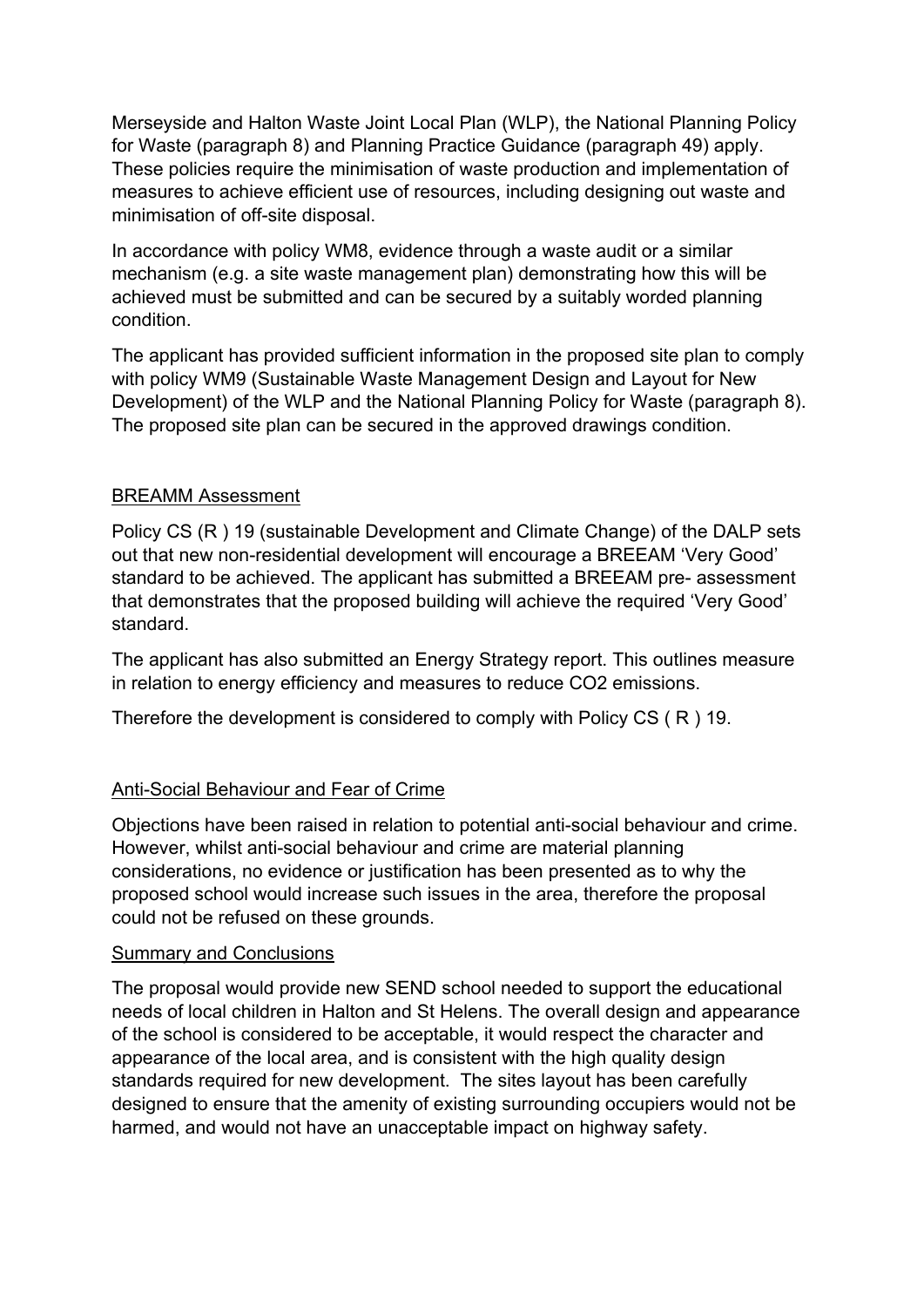Merseyside and Halton Waste Joint Local Plan (WLP), the National Planning Policy for Waste (paragraph 8) and Planning Practice Guidance (paragraph 49) apply. These policies require the minimisation of waste production and implementation of measures to achieve efficient use of resources, including designing out waste and minimisation of off-site disposal.

In accordance with policy WM8, evidence through a waste audit or a similar mechanism (e.g. a site waste management plan) demonstrating how this will be achieved must be submitted and can be secured by a suitably worded planning condition.

The applicant has provided sufficient information in the proposed site plan to comply with policy WM9 (Sustainable Waste Management Design and Layout for New Development) of the WLP and the National Planning Policy for Waste (paragraph 8). The proposed site plan can be secured in the approved drawings condition.

## BREAMM Assessment

Policy CS (R ) 19 (sustainable Development and Climate Change) of the DALP sets out that new non-residential development will encourage a BREEAM 'Very Good' standard to be achieved. The applicant has submitted a BREEAM pre- assessment that demonstrates that the proposed building will achieve the required 'Very Good' standard.

The applicant has also submitted an Energy Strategy report. This outlines measure in relation to energy efficiency and measures to reduce $CO_2$ emissions.

Therefore the development is considered to comply with Policy CS ( R ) 19.

## Anti-Social Behaviour and Fear of Crime

Objections have been raised in relation to potential anti-social behaviour and crime. However, whilst anti-social behaviour and crime are material planning considerations, no evidence or justification has been presented as to why the proposed school would increase such issues in the area, therefore the proposal could not be refused on these grounds.

## Summary and Conclusions

The proposal would provide new SEND school needed to support the educational needs of local children in Halton and St Helens. The overall design and appearance of the school is considered to be acceptable, it would respect the character and appearance of the local area, and is consistent with the high quality design standards required for new development. The sites layout has been carefully designed to ensure that the amenity of existing surrounding occupiers would not be harmed, and would not have an unacceptable impact on highway safety.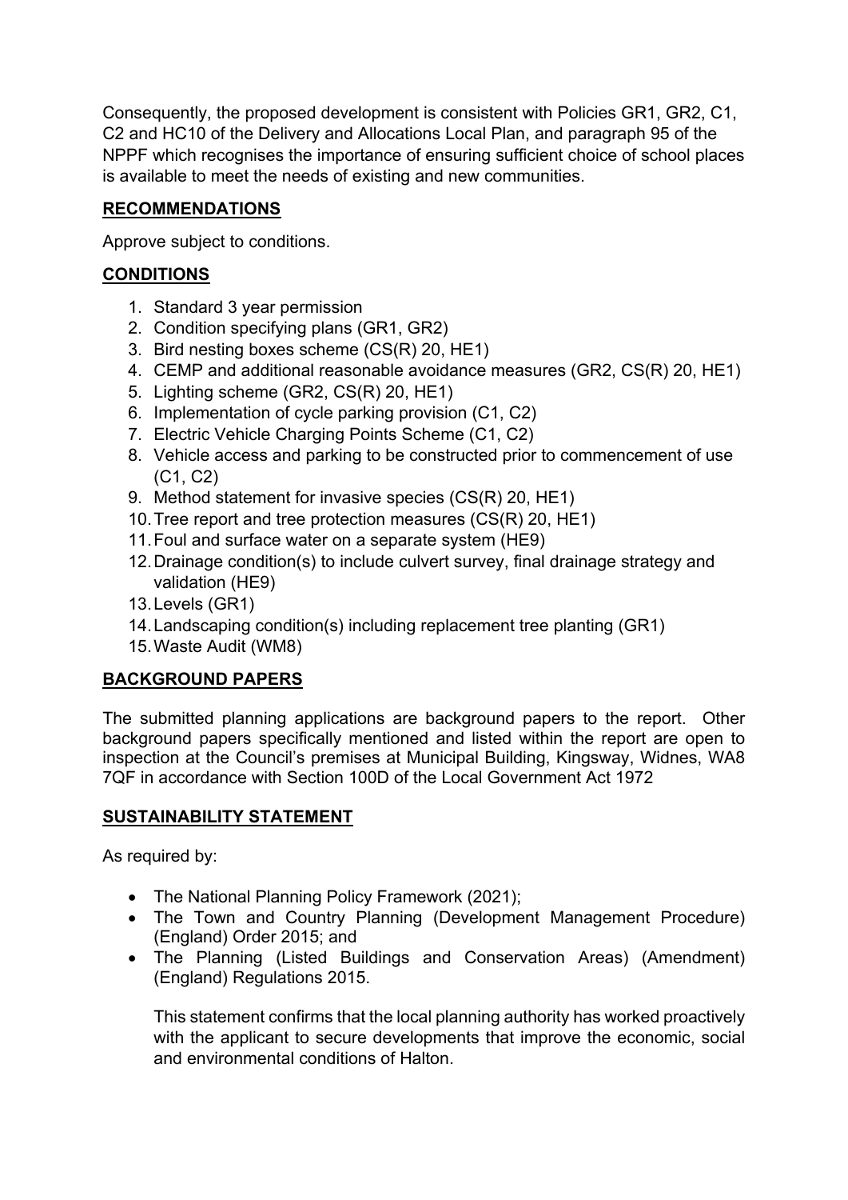Consequently, the proposed development is consistent with Policies GR1, GR2, C1, C2 and HC10 of the Delivery and Allocations Local Plan, and paragraph 95 of the NPPF which recognises the importance of ensuring sufficient choice of school places is available to meet the needs of existing and new communities.

## RECOMMENDATIONS

Approve subject to conditions.

## CONDITIONS

1. Standard 3 year permission
2. Condition specifying plans (GR1, GR2)
3. Bird nesting boxes scheme (CS(R) 20, HE1)
4. CEMP and additional reasonable avoidance measures (GR2, CS(R) 20, HE1)
5. Lighting scheme (GR2, CS(R) 20, HE1)
6. Implementation of cycle parking provision (C1, C2)
7. Electric Vehicle Charging Points Scheme (C1, C2)
8. Vehicle access and parking to be constructed prior to commencement of use (C1, C2)
9. Method statement for invasive species (CS(R) 20, HE1)
10. Tree report and tree protection measures (CS(R) 20, HE1)
11. Foul and surface water on a separate system (HE9)
12. Drainage condition(s) to include culvert survey, final drainage strategy and validation (HE9)
13. Levels (GR1)
14. Landscaping condition(s) including replacement tree planting (GR1)
15. Waste Audit (WM8)

## BACKGROUND PAPERS

The submitted planning applications are background papers to the report. Other background papers specifically mentioned and listed within the report are open to inspection at the Council's premises at Municipal Building, Kingsway, Widnes, WA8 7QF in accordance with Section 100D of the Local Government Act 1972

## SUSTAINABILITY STATEMENT

As required by:

- The National Planning Policy Framework (2021);
- The Town and Country Planning (Development Management Procedure) (England) Order 2015; and
- The Planning (Listed Buildings and Conservation Areas) (Amendment) (England) Regulations 2015.

This statement confirms that the local planning authority has worked proactively with the applicant to secure developments that improve the economic, social and environmental conditions of Halton.